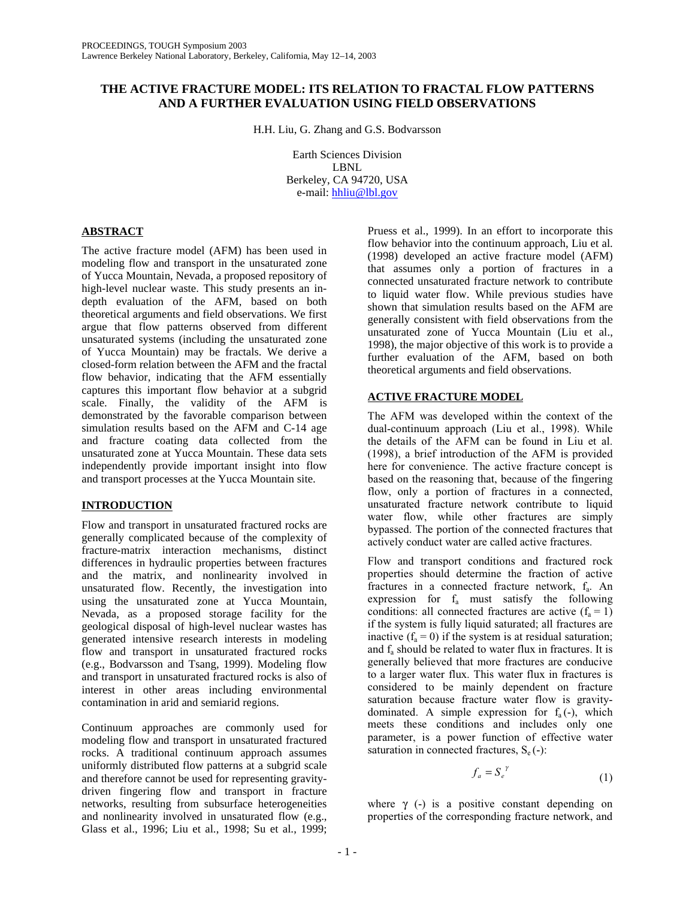# THE ACTIVE FRACTURE MODEL: ITS RELATION TO FRACTAL FLOW PATTERNS AND A FURTHER EVALUATION USING FIELD OBSERVATIONS

H.H. Liu, G. Zhang and G.S. Bodvarsson

Earth Sciences Division
LBNL
Berkeley, CA 94720, USA
e-mail: hhliu@lbl.gov

## ABSTRACT

The active fracture model (AFM) has been used in modeling flow and transport in the unsaturated zone of Yucca Mountain, Nevada, a proposed repository of high-level nuclear waste. This study presents an in-depth evaluation of the AFM, based on both theoretical arguments and field observations. We first argue that flow patterns observed from different unsaturated systems (including the unsaturated zone of Yucca Mountain) may be fractals. We derive a closed-form relation between the AFM and the fractal flow behavior, indicating that the AFM essentially captures this important flow behavior at a subgrid scale. Finally, the validity of the AFM is demonstrated by the favorable comparison between simulation results based on the AFM and C-14 age and fracture coating data collected from the unsaturated zone at Yucca Mountain. These data sets independently provide important insight into flow and transport processes at the Yucca Mountain site.

## INTRODUCTION

Flow and transport in unsaturated fractured rocks are generally complicated because of the complexity of fracture-matrix interaction mechanisms, distinct differences in hydraulic properties between fractures and the matrix, and nonlinearity involved in unsaturated flow. Recently, the investigation into using the unsaturated zone at Yucca Mountain, Nevada, as a proposed storage facility for the geological disposal of high-level nuclear wastes has generated intensive research interests in modeling flow and transport in unsaturated fractured rocks (e.g., Bodvarsson and Tsang, 1999). Modeling flow and transport in unsaturated fractured rocks is also of interest in other areas including environmental contamination in arid and semiarid regions.

Continuum approaches are commonly used for modeling flow and transport in unsaturated fractured rocks. A traditional continuum approach assumes uniformly distributed flow patterns at a subgrid scale and therefore cannot be used for representing gravity-driven fingering flow and transport in fracture networks, resulting from subsurface heterogeneities and nonlinearity involved in unsaturated flow (e.g., Glass et al., 1996; Liu et al., 1998; Su et al., 1999; Pruess et al., 1999). In an effort to incorporate this flow behavior into the continuum approach, Liu et al. (1998) developed an active fracture model (AFM) that assumes only a portion of fractures in a connected unsaturated fracture network to contribute to liquid water flow. While previous studies have shown that simulation results based on the AFM are generally consistent with field observations from the unsaturated zone of Yucca Mountain (Liu et al., 1998), the major objective of this work is to provide a further evaluation of the AFM, based on both theoretical arguments and field observations.

## ACTIVE FRACTURE MODEL

The AFM was developed within the context of the dual-continuum approach (Liu et al., 1998). While the details of the AFM can be found in Liu et al. (1998), a brief introduction of the AFM is provided here for convenience. The active fracture concept is based on the reasoning that, because of the fingering flow, only a portion of fractures in a connected, unsaturated fracture network contribute to liquid water flow, while other fractures are simply bypassed. The portion of the connected fractures that actively conduct water are called active fractures.

Flow and transport conditions and fractured rock properties should determine the fraction of active fractures in a connected fracture network, $f_a$. An expression for $f_a$ must satisfy the following conditions: all connected fractures are active ($f_a = 1$) if the system is fully liquid saturated; all fractures are inactive ($f_a = 0$) if the system is at residual saturation; and $f_a$ should be related to water flux in fractures. It is generally believed that more fractures are conducive to a larger water flux. This water flux in fractures is considered to be mainly dependent on fracture saturation because fracture water flow is gravity-dominated. A simple expression for $f_a$(-), which meets these conditions and includes only one parameter, is a power function of effective water saturation in connected fractures, $S_e$ (-):

$$f_a = S_e^{\gamma} \tag{1}$$

where $\gamma$ (-) is a positive constant depending on properties of the corresponding fracture network, and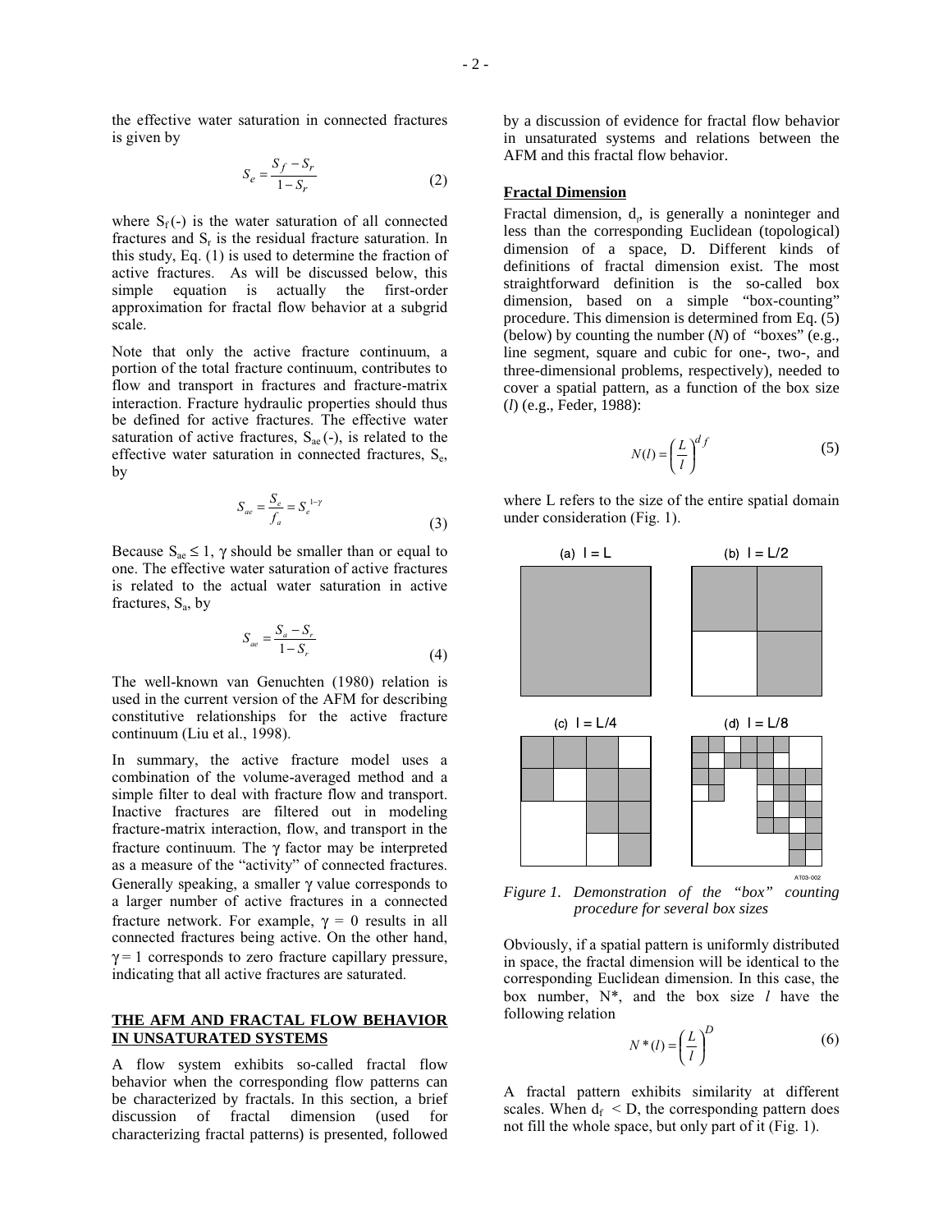the effective water saturation in connected fractures is given by

$$S_e = \frac{S_f - S_r}{1 - S_r} \tag{2}$$

where $S_f$ (-) is the water saturation of all connected fractures and $S_r$ is the residual fracture saturation. In this study, Eq. (1) is used to determine the fraction of active fractures. As will be discussed below, this simple equation is actually the first-order approximation for fractal flow behavior at a subgrid scale.

Note that only the active fracture continuum, a portion of the total fracture continuum, contributes to flow and transport in fractures and fracture-matrix interaction. Fracture hydraulic properties should thus be defined for active fractures. The effective water saturation of active fractures, $S_{ae}$ (-), is related to the effective water saturation in connected fractures, $S_e$, by

$$S_{ae} = \frac{S_e}{f_a} = S_e^{1-\gamma} \tag{3}$$

Because $S_{ae} \leq 1$, $\gamma$ should be smaller than or equal to one. The effective water saturation of active fractures is related to the actual water saturation in active fractures, $S_a$, by

$$S_{ae} = \frac{S_a - S_r}{1 - S_r} \tag{4}$$

The well-known van Genuchten (1980) relation is used in the current version of the AFM for describing constitutive relationships for the active fracture continuum (Liu et al., 1998).

In summary, the active fracture model uses a combination of the volume-averaged method and a simple filter to deal with fracture flow and transport. Inactive fractures are filtered out in modeling fracture-matrix interaction, flow, and transport in the fracture continuum. The $\gamma$ factor may be interpreted as a measure of the "activity" of connected fractures. Generally speaking, a smaller $\gamma$ value corresponds to a larger number of active fractures in a connected fracture network. For example, $\gamma = 0$ results in all connected fractures being active. On the other hand, $\gamma = 1$ corresponds to zero fracture capillary pressure, indicating that all active fractures are saturated.

## THE AFM AND FRACTAL FLOW BEHAVIOR IN UNSATURATED SYSTEMS

A flow system exhibits so-called fractal flow behavior when the corresponding flow patterns can be characterized by fractals. In this section, a brief discussion of fractal dimension (used for characterizing fractal patterns) is presented, followed by a discussion of evidence for fractal flow behavior in unsaturated systems and relations between the AFM and this fractal flow behavior.

### Fractal Dimension

Fractal dimension, $d_f$, is generally a noninteger and less than the corresponding Euclidean (topological) dimension of a space, D. Different kinds of definitions of fractal dimension exist. The most straightforward definition is the so-called box dimension, based on a simple "box-counting" procedure. This dimension is determined from Eq. (5) (below) by counting the number (*N*) of "boxes" (e.g., line segment, square and cubic for one-, two-, and three-dimensional problems, respectively), needed to cover a spatial pattern, as a function of the box size (*l*) (e.g., Feder, 1988):

$$N(l) = \left(\frac{L}{l}\right)^{d_f} \tag{5}$$

where L refers to the size of the entire spatial domain under consideration (Fig. 1).

(a) l = L (b) l = L/2 (c) l = L/4 (d) l = L/8

*Figure 1. Demonstration of the "box" counting procedure for several box sizes*

Obviously, if a spatial pattern is uniformly distributed in space, the fractal dimension will be identical to the corresponding Euclidean dimension. In this case, the box number, N*, and the box size *l* have the following relation

$$N^*(l) = \left(\frac{L}{l}\right)^{D} \tag{6}$$

A fractal pattern exhibits similarity at different scales. When $d_f < D$, the corresponding pattern does not fill the whole space, but only part of it (Fig. 1).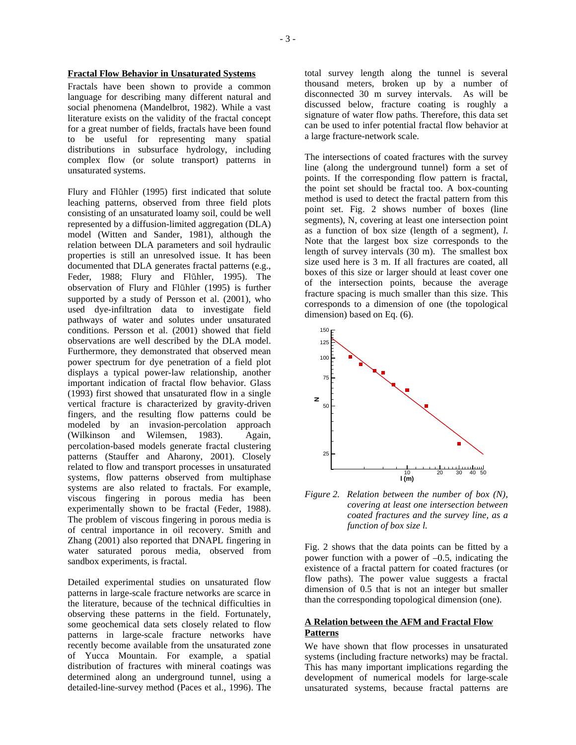### Fractal Flow Behavior in Unsaturated Systems

Fractals have been shown to provide a common language for describing many different natural and social phenomena (Mandelbrot, 1982). While a vast literature exists on the validity of the fractal concept for a great number of fields, fractals have been found to be useful for representing many spatial distributions in subsurface hydrology, including complex flow (or solute transport) patterns in unsaturated systems.

Flury and Flühler (1995) first indicated that solute leaching patterns, observed from three field plots consisting of an unsaturated loamy soil, could be well represented by a diffusion-limited aggregation (DLA) model (Witten and Sander, 1981), although the relation between DLA parameters and soil hydraulic properties is still an unresolved issue. It has been documented that DLA generates fractal patterns (e.g., Feder, 1988; Flury and Flühler, 1995). The observation of Flury and Flühler (1995) is further supported by a study of Persson et al. (2001), who used dye-infiltration data to investigate field pathways of water and solutes under unsaturated conditions. Persson et al. (2001) showed that field observations are well described by the DLA model. Furthermore, they demonstrated that observed mean power spectrum for dye penetration of a field plot displays a typical power-law relationship, another important indication of fractal flow behavior. Glass (1993) first showed that unsaturated flow in a single vertical fracture is characterized by gravity-driven fingers, and the resulting flow patterns could be modeled by an invasion-percolation approach (Wilkinson and Wilemsen, 1983). Again, percolation-based models generate fractal clustering patterns (Stauffer and Aharony, 2001). Closely related to flow and transport processes in unsaturated systems, flow patterns observed from multiphase systems are also related to fractals. For example, viscous fingering in porous media has been experimentally shown to be fractal (Feder, 1988). The problem of viscous fingering in porous media is of central importance in oil recovery. Smith and Zhang (2001) also reported that DNAPL fingering in water saturated porous media, observed from sandbox experiments, is fractal.

Detailed experimental studies on unsaturated flow patterns in large-scale fracture networks are scarce in the literature, because of the technical difficulties in observing these patterns in the field. Fortunately, some geochemical data sets closely related to flow patterns in large-scale fracture networks have recently become available from the unsaturated zone of Yucca Mountain. For example, a spatial distribution of fractures with mineral coatings was determined along an underground tunnel, using a detailed-line-survey method (Paces et al., 1996). The total survey length along the tunnel is several thousand meters, broken up by a number of disconnected 30 m survey intervals. As will be discussed below, fracture coating is roughly a signature of water flow paths. Therefore, this data set can be used to infer potential fractal flow behavior at a large fracture-network scale.

The intersections of coated fractures with the survey line (along the underground tunnel) form a set of points. If the corresponding flow pattern is fractal, the point set should be fractal too. A box-counting method is used to detect the fractal pattern from this point set. Fig. 2 shows number of boxes (line segments), $N$, covering at least one intersection point as a function of box size (length of a segment), $l$. Note that the largest box size corresponds to the length of survey intervals (30 m). The smallest box size used here is 3 m. If all fractures are coated, all boxes of this size or larger should at least cover one of the intersection points, because the average fracture spacing is much smaller than this size. This corresponds to a dimension of one (the topological dimension) based on Eq. (6).

*Figure 2. Relation between the number of box (N), covering at least one intersection between coated fractures and the survey line, as a function of box size l.*

Fig. 2 shows that the data points can be fitted by a power function with a power of –0.5, indicating the existence of a fractal pattern for coated fractures (or flow paths). The power value suggests a fractal dimension of 0.5 that is not an integer but smaller than the corresponding topological dimension (one).

### A Relation between the AFM and Fractal Flow Patterns

We have shown that flow processes in unsaturated systems (including fracture networks) may be fractal. This has many important implications regarding the development of numerical models for large-scale unsaturated systems, because fractal patterns are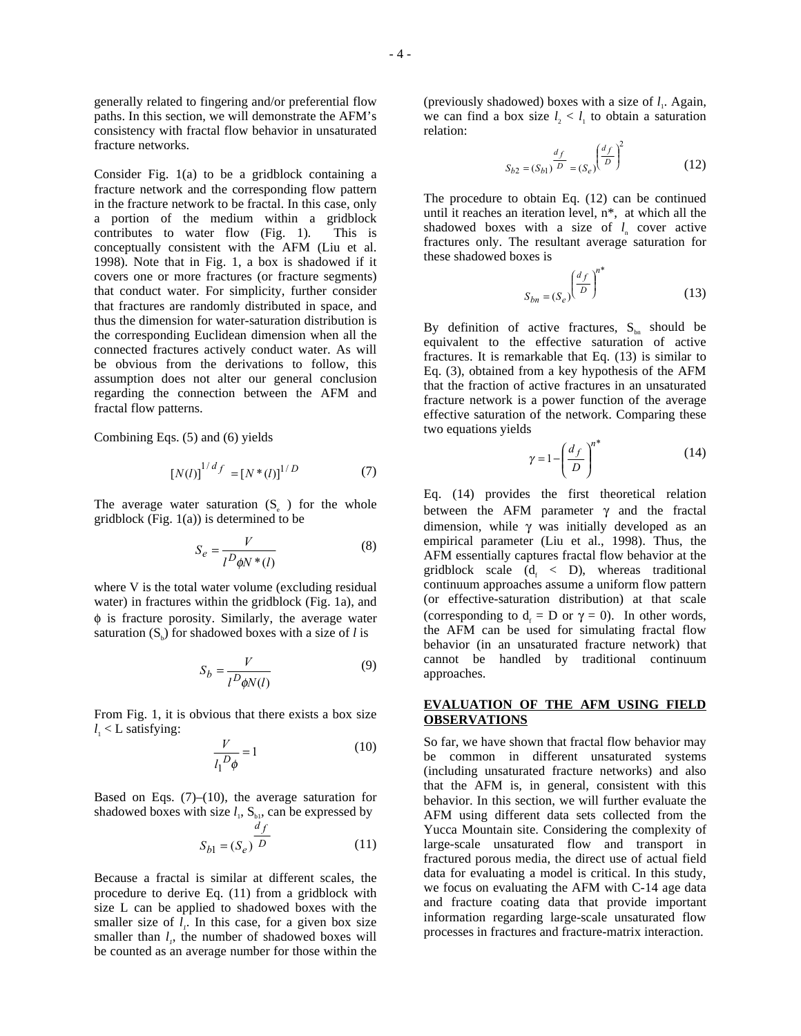generally related to fingering and/or preferential flow paths. In this section, we will demonstrate the AFM's consistency with fractal flow behavior in unsaturated fracture networks.

Consider Fig. 1(a) to be a gridblock containing a fracture network and the corresponding flow pattern in the fracture network to be fractal. In this case, only a portion of the medium within a gridblock contributes to water flow (Fig. 1). This is conceptually consistent with the AFM (Liu et al. 1998). Note that in Fig. 1, a box is shadowed if it covers one or more fractures (or fracture segments) that conduct water. For simplicity, further consider that fractures are randomly distributed in space, and thus the dimension for water-saturation distribution is the corresponding Euclidean dimension when all the connected fractures actively conduct water. As will be obvious from the derivations to follow, this assumption does not alter our general conclusion regarding the connection between the AFM and fractal flow patterns.

Combining Eqs. (5) and (6) yields

$$[N(l)]^{1/d_f} = [N^*(l)]^{1/D} \tag{7}$$

The average water saturation ($S_e$ ) for the whole gridblock (Fig. 1(a)) is determined to be

$$S_e = \frac{V}{l^D \phi N^*(l)} \tag{8}$$

where V is the total water volume (excluding residual water) in fractures within the gridblock (Fig. 1a), and $\phi$ is fracture porosity. Similarly, the average water saturation ($S_b$) for shadowed boxes with a size of $l$ is

$$S_b = \frac{V}{l^D \phi N(l)} \tag{9}$$

From Fig. 1, it is obvious that there exists a box size $l_1 < L$ satisfying:

$$\frac{V}{l_1^D \phi} = 1 \tag{10}$$

Based on Eqs. (7)–(10), the average saturation for shadowed boxes with size $l_1$, $S_{b1}$, can be expressed by

$$S_{b1} = (S_e)^{\frac{d_f}{D}} \tag{11}$$

Because a fractal is similar at different scales, the procedure to derive Eq. (11) from a gridblock with size L can be applied to shadowed boxes with the smaller size of $l_1$. In this case, for a given box size smaller than $l_1$, the number of shadowed boxes will be counted as an average number for those within the (previously shadowed) boxes with a size of $l_1$. Again, we can find a box size $l_2 < l_1$ to obtain a saturation relation:

$$S_{b2} = (S_{b1})^{\frac{d_f}{D}} = (S_e)^{\left(\frac{d_f}{D}\right)^2} \tag{12}$$

The procedure to obtain Eq. (12) can be continued until it reaches an iteration level, n*, at which all the shadowed boxes with a size of $l_n$ cover active fractures only. The resultant average saturation for these shadowed boxes is

$$S_{bn} = (S_e)^{\left(\frac{d_f}{D}\right)^{n^*}} \tag{13}$$

By definition of active fractures, $S_{bn}$ should be equivalent to the effective saturation of active fractures. It is remarkable that Eq. (13) is similar to Eq. (3), obtained from a key hypothesis of the AFM that the fraction of active fractures in an unsaturated fracture network is a power function of the average effective saturation of the network. Comparing these two equations yields

$$\gamma = 1 - \left(\frac{d_f}{D}\right)^{n^*} \tag{14}$$

Eq. (14) provides the first theoretical relation between the AFM parameter $\gamma$ and the fractal dimension, while $\gamma$ was initially developed as an empirical parameter (Liu et al., 1998). Thus, the AFM essentially captures fractal flow behavior at the gridblock scale ($d_f < D$), whereas traditional continuum approaches assume a uniform flow pattern (or effective-saturation distribution) at that scale (corresponding to $d_f = D$ or $\gamma = 0$). In other words, the AFM can be used for simulating fractal flow behavior (in an unsaturated fracture network) that cannot be handled by traditional continuum approaches.

## EVALUATION OF THE AFM USING FIELD OBSERVATIONS

So far, we have shown that fractal flow behavior may be common in different unsaturated systems (including unsaturated fracture networks) and also that the AFM is, in general, consistent with this behavior. In this section, we will further evaluate the AFM using different data sets collected from the Yucca Mountain site. Considering the complexity of large-scale unsaturated flow and transport in fractured porous media, the direct use of actual field data for evaluating a model is critical. In this study, we focus on evaluating the AFM with C-14 age data and fracture coating data that provide important information regarding large-scale unsaturated flow processes in fractures and fracture-matrix interaction.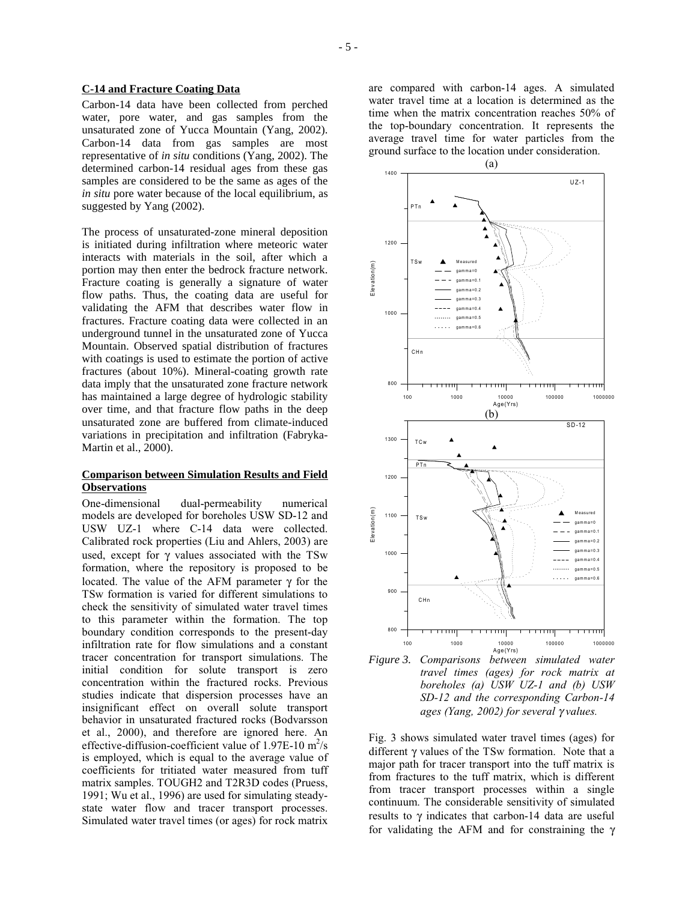**C-14 and Fracture Coating Data**

Carbon-14 data have been collected from perched water, pore water, and gas samples from the unsaturated zone of Yucca Mountain (Yang, 2002). Carbon-14 data from gas samples are most representative of *in situ* conditions (Yang, 2002). The determined carbon-14 residual ages from these gas samples are considered to be the same as ages of the *in situ* pore water because of the local equilibrium, as suggested by Yang (2002).

The process of unsaturated-zone mineral deposition is initiated during infiltration where meteoric water interacts with materials in the soil, after which a portion may then enter the bedrock fracture network. Fracture coating is generally a signature of water flow paths. Thus, the coating data are useful for validating the AFM that describes water flow in fractures. Fracture coating data were collected in an underground tunnel in the unsaturated zone of Yucca Mountain. Observed spatial distribution of fractures with coatings is used to estimate the portion of active fractures (about 10%). Mineral-coating growth rate data imply that the unsaturated zone fracture network has maintained a large degree of hydrologic stability over time, and that fracture flow paths in the deep unsaturated zone are buffered from climate-induced variations in precipitation and infiltration (Fabryka-Martin et al., 2000).

**Comparison between Simulation Results and Field Observations**

One-dimensional dual-permeability numerical models are developed for boreholes USW SD-12 and USW UZ-1 where C-14 data were collected. Calibrated rock properties (Liu and Ahlers, 2003) are used, except for $\gamma$ values associated with the TSw formation, where the repository is proposed to be located. The value of the AFM parameter $\gamma$ for the TSw formation is varied for different simulations to check the sensitivity of simulated water travel times to this parameter within the formation. The top boundary condition corresponds to the present-day infiltration rate for flow simulations and a constant tracer concentration for transport simulations. The initial condition for solute transport is zero concentration within the fractured rocks. Previous studies indicate that dispersion processes have an insignificant effect on overall solute transport behavior in unsaturated fractured rocks (Bodvarsson et al., 2000), and therefore are ignored here. An effective-diffusion-coefficient value of 1.97E-10 $m^2/s$ is employed, which is equal to the average value of coefficients for tritiated water measured from tuff matrix samples. TOUGH2 and T2R3D codes (Pruess, 1991; Wu et al., 1996) are used for simulating steady-state water flow and tracer transport processes. Simulated water travel times (or ages) for rock matrix are compared with carbon-14 ages. A simulated water travel time at a location is determined as the time when the matrix concentration reaches 50% of the top-boundary concentration. It represents the average travel time for water particles from the ground surface to the location under consideration.

*Figure 3. Comparisons between simulated water travel times (ages) for rock matrix at boreholes (a) USW UZ-1 and (b) USW SD-12 and the corresponding Carbon-14 ages (Yang, 2002) for several $\gamma$ values.*

Fig. 3 shows simulated water travel times (ages) for different $\gamma$ values of the TSw formation. Note that a major path for tracer transport into the tuff matrix is from fractures to the tuff matrix, which is different from tracer transport processes within a single continuum. The considerable sensitivity of simulated results to $\gamma$ indicates that carbon-14 data are useful for validating the AFM and for constraining the $\gamma$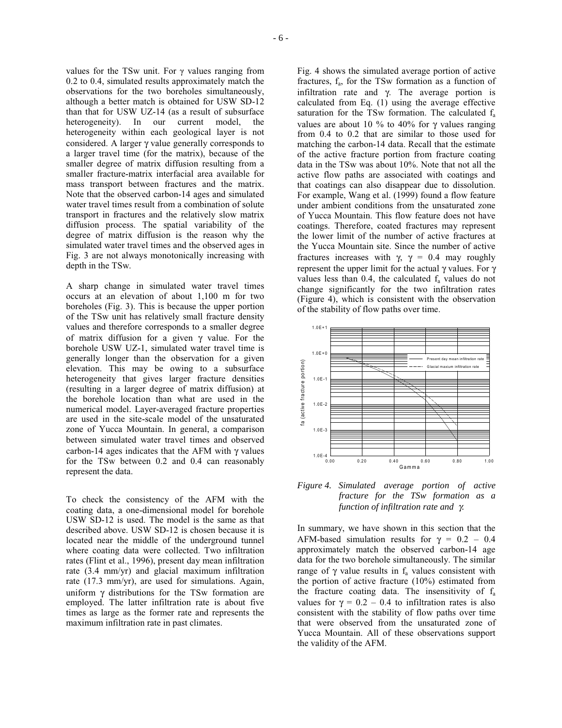values for the TSw unit. For $\gamma$ values ranging from 0.2 to 0.4, simulated results approximately match the observations for the two boreholes simultaneously, although a better match is obtained for USW SD-12 than that for USW UZ-14 (as a result of subsurface heterogeneity). In our current model, the heterogeneity within each geological layer is not considered. A larger $\gamma$ value generally corresponds to a larger travel time (for the matrix), because of the smaller degree of matrix diffusion resulting from a smaller fracture-matrix interfacial area available for mass transport between fractures and the matrix. Note that the observed carbon-14 ages and simulated water travel times result from a combination of solute transport in fractures and the relatively slow matrix diffusion process. The spatial variability of the degree of matrix diffusion is the reason why the simulated water travel times and the observed ages in Fig. 3 are not always monotonically increasing with depth in the TSw.

A sharp change in simulated water travel times occurs at an elevation of about 1,100 m for two boreholes (Fig. 3). This is because the upper portion of the TSw unit has relatively small fracture density values and therefore corresponds to a smaller degree of matrix diffusion for a given $\gamma$ value. For the borehole USW UZ-1, simulated water travel time is generally longer than the observation for a given elevation. This may be owing to a subsurface heterogeneity that gives larger fracture densities (resulting in a larger degree of matrix diffusion) at the borehole location than what are used in the numerical model. Layer-averaged fracture properties are used in the site-scale model of the unsaturated zone of Yucca Mountain. In general, a comparison between simulated water travel times and observed carbon-14 ages indicates that the AFM with $\gamma$ values for the TSw between 0.2 and 0.4 can reasonably represent the data.

To check the consistency of the AFM with the coating data, a one-dimensional model for borehole USW SD-12 is used. The model is the same as that described above. USW SD-12 is chosen because it is located near the middle of the underground tunnel where coating data were collected. Two infiltration rates (Flint et al., 1996), present day mean infiltration rate (3.4 mm/yr) and glacial maximum infiltration rate (17.3 mm/yr), are used for simulations. Again, uniform $\gamma$ distributions for the TSw formation are employed. The latter infiltration rate is about five times as large as the former rate and represents the maximum infiltration rate in past climates.

Fig. 4 shows the simulated average portion of active fractures, $f_a$, for the TSw formation as a function of infiltration rate and $\gamma$. The average portion is calculated from Eq. (1) using the average effective saturation for the TSw formation. The calculated $f_a$ values are about 10 % to 40% for $\gamma$ values ranging from 0.4 to 0.2 that are similar to those used for matching the carbon-14 data. Recall that the estimate of the active fracture portion from fracture coating data in the TSw was about 10%. Note that not all the active flow paths are associated with coatings and that coatings can also disappear due to dissolution. For example, Wang et al. (1999) found a flow feature under ambient conditions from the unsaturated zone of Yucca Mountain. This flow feature does not have coatings. Therefore, coated fractures may represent the lower limit of the number of active fractures at the Yucca Mountain site. Since the number of active fractures increases with $\gamma$, $\gamma$ = 0.4 may roughly represent the upper limit for the actual $\gamma$ values. For $\gamma$ values less than 0.4, the calculated $f_a$ values do not change significantly for the two infiltration rates (Figure 4), which is consistent with the observation of the stability of flow paths over time.

*Figure 4. Simulated average portion of active fracture for the TSw formation as a function of infiltration rate and $\gamma$.*

In summary, we have shown in this section that the AFM-based simulation results for $\gamma$ = 0.2 – 0.4 approximately match the observed carbon-14 age data for the two borehole simultaneously. The similar range of $\gamma$ value results in $f_a$ values consistent with the portion of active fracture (10%) estimated from the fracture coating data. The insensitivity of $f_a$ values for $\gamma$ = 0.2 – 0.4 to infiltration rates is also consistent with the stability of flow paths over time that were observed from the unsaturated zone of Yucca Mountain. All of these observations support the validity of the AFM.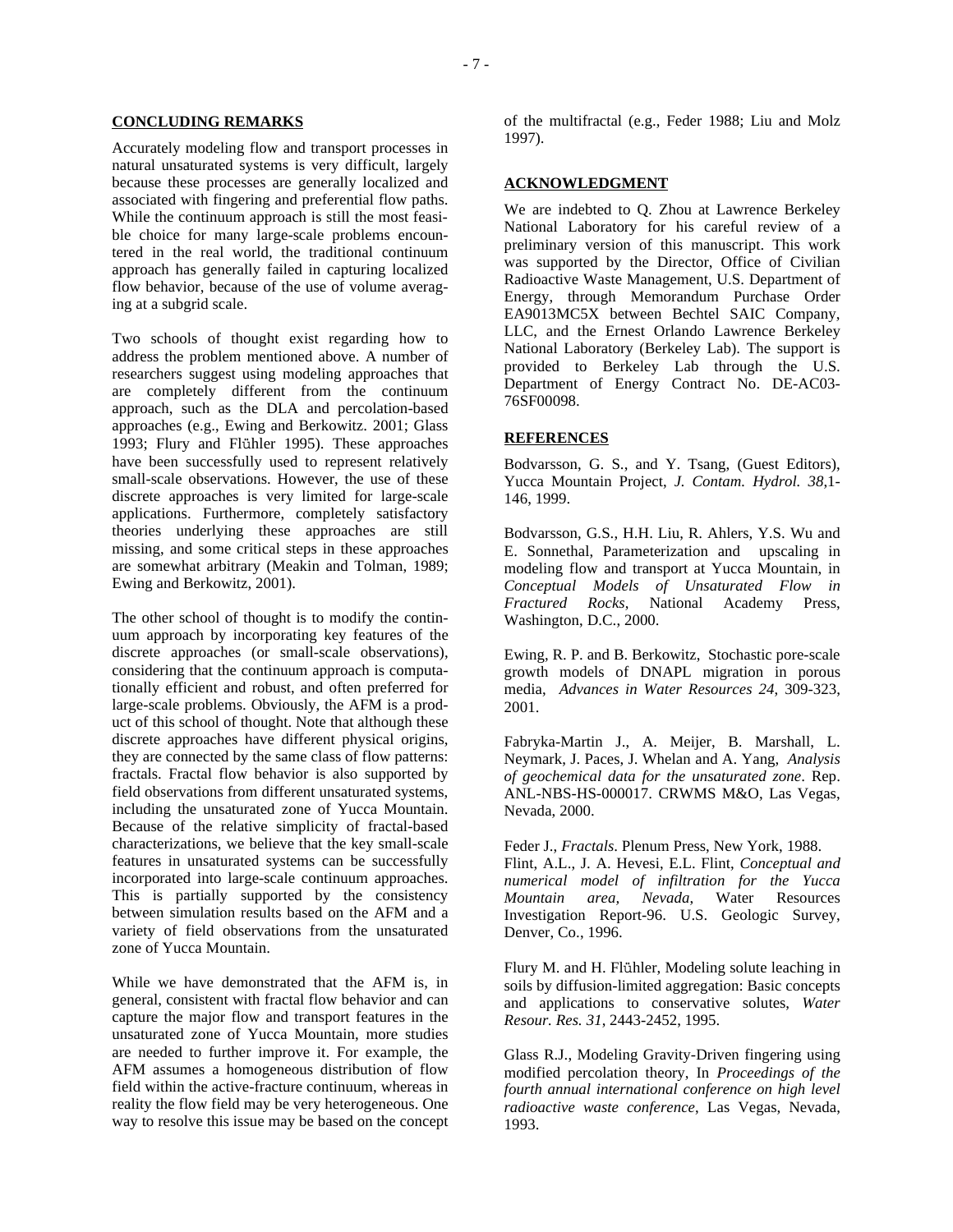## CONCLUDING REMARKS

Accurately modeling flow and transport processes in natural unsaturated systems is very difficult, largely because these processes are generally localized and associated with fingering and preferential flow paths. While the continuum approach is still the most feasible choice for many large-scale problems encountered in the real world, the traditional continuum approach has generally failed in capturing localized flow behavior, because of the use of volume averaging at a subgrid scale.

Two schools of thought exist regarding how to address the problem mentioned above. A number of researchers suggest using modeling approaches that are completely different from the continuum approach, such as the DLA and percolation-based approaches (e.g., Ewing and Berkowitz. 2001; Glass 1993; Flury and Flűhler 1995). These approaches have been successfully used to represent relatively small-scale observations. However, the use of these discrete approaches is very limited for large-scale applications. Furthermore, completely satisfactory theories underlying these approaches are still missing, and some critical steps in these approaches are somewhat arbitrary (Meakin and Tolman, 1989; Ewing and Berkowitz, 2001).

The other school of thought is to modify the continuum approach by incorporating key features of the discrete approaches (or small-scale observations), considering that the continuum approach is computationally efficient and robust, and often preferred for large-scale problems. Obviously, the AFM is a product of this school of thought. Note that although these discrete approaches have different physical origins, they are connected by the same class of flow patterns: fractals. Fractal flow behavior is also supported by field observations from different unsaturated systems, including the unsaturated zone of Yucca Mountain. Because of the relative simplicity of fractal-based characterizations, we believe that the key small-scale features in unsaturated systems can be successfully incorporated into large-scale continuum approaches. This is partially supported by the consistency between simulation results based on the AFM and a variety of field observations from the unsaturated zone of Yucca Mountain.

While we have demonstrated that the AFM is, in general, consistent with fractal flow behavior and can capture the major flow and transport features in the unsaturated zone of Yucca Mountain, more studies are needed to further improve it. For example, the AFM assumes a homogeneous distribution of flow field within the active-fracture continuum, whereas in reality the flow field may be very heterogeneous. One way to resolve this issue may be based on the concept of the multifractal (e.g., Feder 1988; Liu and Molz 1997).

## ACKNOWLEDGMENT

We are indebted to Q. Zhou at Lawrence Berkeley National Laboratory for his careful review of a preliminary version of this manuscript. This work was supported by the Director, Office of Civilian Radioactive Waste Management, U.S. Department of Energy, through Memorandum Purchase Order EA9013MC5X between Bechtel SAIC Company, LLC, and the Ernest Orlando Lawrence Berkeley National Laboratory (Berkeley Lab). The support is provided to Berkeley Lab through the U.S. Department of Energy Contract No. DE-AC03-76SF00098.

## REFERENCES

Bodvarsson, G. S., and Y. Tsang, (Guest Editors), Yucca Mountain Project, *J. Contam. Hydrol. 38*,1-146, 1999.

Bodvarsson, G.S., H.H. Liu, R. Ahlers, Y.S. Wu and E. Sonnethal, Parameterization and upscaling in modeling flow and transport at Yucca Mountain, in *Conceptual Models of Unsaturated Flow in Fractured Rocks*, National Academy Press, Washington, D.C., 2000.

Ewing, R. P. and B. Berkowitz, Stochastic pore-scale growth models of DNAPL migration in porous media, *Advances in Water Resources 24*, 309-323, 2001.

Fabryka-Martin J., A. Meijer, B. Marshall, L. Neymark, J. Paces, J. Whelan and A. Yang, *Analysis of geochemical data for the unsaturated zone*. Rep. ANL-NBS-HS-000017. CRWMS M&O, Las Vegas, Nevada, 2000.

Feder J., *Fractals*. Plenum Press, New York, 1988.

Flint, A.L., J. A. Hevesi, E.L. Flint, *Conceptual and numerical model of infiltration for the Yucca Mountain area, Nevada*, Water Resources Investigation Report-96. U.S. Geologic Survey, Denver, Co., 1996.

Flury M. and H. Flűhler, Modeling solute leaching in soils by diffusion-limited aggregation: Basic concepts and applications to conservative solutes, *Water Resour. Res. 31*, 2443-2452, 1995.

Glass R.J., Modeling Gravity-Driven fingering using modified percolation theory, In *Proceedings of the fourth annual international conference on high level radioactive waste conference*, Las Vegas, Nevada, 1993.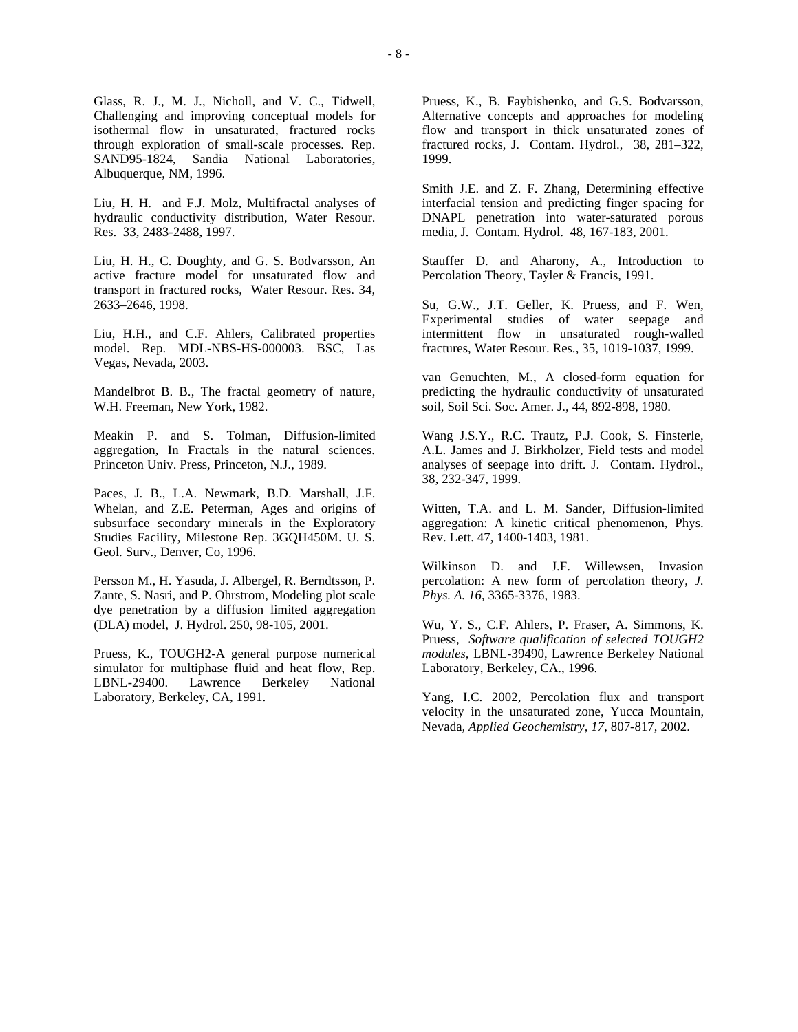Glass, R. J., M. J., Nicholl, and V. C., Tidwell, Challenging and improving conceptual models for isothermal flow in unsaturated, fractured rocks through exploration of small-scale processes. Rep. SAND95-1824, Sandia National Laboratories, Albuquerque, NM, 1996.

Liu, H. H. and F.J. Molz, Multifractal analyses of hydraulic conductivity distribution, Water Resour. Res. 33, 2483-2488, 1997.

Liu, H. H., C. Doughty, and G. S. Bodvarsson, An active fracture model for unsaturated flow and transport in fractured rocks, Water Resour. Res. 34, 2633–2646, 1998.

Liu, H.H., and C.F. Ahlers, Calibrated properties model. Rep. MDL-NBS-HS-000003. BSC, Las Vegas, Nevada, 2003.

Mandelbrot B. B., The fractal geometry of nature, W.H. Freeman, New York, 1982.

Meakin P. and S. Tolman, Diffusion-limited aggregation, In Fractals in the natural sciences. Princeton Univ. Press, Princeton, N.J., 1989.

Paces, J. B., L.A. Newmark, B.D. Marshall, J.F. Whelan, and Z.E. Peterman, Ages and origins of subsurface secondary minerals in the Exploratory Studies Facility, Milestone Rep. 3GQH450M. U. S. Geol. Surv., Denver, Co, 1996.

Persson M., H. Yasuda, J. Albergel, R. Berndtsson, P. Zante, S. Nasri, and P. Ohrstrom, Modeling plot scale dye penetration by a diffusion limited aggregation (DLA) model, J. Hydrol. 250, 98-105, 2001.

Pruess, K., TOUGH2-A general purpose numerical simulator for multiphase fluid and heat flow, Rep. LBNL-29400. Lawrence Berkeley National Laboratory, Berkeley, CA, 1991.

Pruess, K., B. Faybishenko, and G.S. Bodvarsson, Alternative concepts and approaches for modeling flow and transport in thick unsaturated zones of fractured rocks, J. Contam. Hydrol., 38, 281–322, 1999.

Smith J.E. and Z. F. Zhang, Determining effective interfacial tension and predicting finger spacing for DNAPL penetration into water-saturated porous media, J. Contam. Hydrol. 48, 167-183, 2001.

Stauffer D. and Aharony, A., Introduction to Percolation Theory, Tayler & Francis, 1991.

Su, G.W., J.T. Geller, K. Pruess, and F. Wen, Experimental studies of water seepage and intermittent flow in unsaturated rough-walled fractures, Water Resour. Res., 35, 1019-1037, 1999.

van Genuchten, M., A closed-form equation for predicting the hydraulic conductivity of unsaturated soil, Soil Sci. Soc. Amer. J., 44, 892-898, 1980.

Wang J.S.Y., R.C. Trautz, P.J. Cook, S. Finsterle, A.L. James and J. Birkholzer, Field tests and model analyses of seepage into drift. J. Contam. Hydrol., 38, 232-347, 1999.

Witten, T.A. and L. M. Sander, Diffusion-limited aggregation: A kinetic critical phenomenon, Phys. Rev. Lett. 47, 1400-1403, 1981.

Wilkinson D. and J.F. Willewsen, Invasion percolation: A new form of percolation theory, *J. Phys. A. 16*, 3365-3376, 1983.

Wu, Y. S., C.F. Ahlers, P. Fraser, A. Simmons, K. Pruess, *Software qualification of selected TOUGH2 modules,* LBNL-39490, Lawrence Berkeley National Laboratory, Berkeley, CA., 1996.

Yang, I.C. 2002, Percolation flux and transport velocity in the unsaturated zone, Yucca Mountain, Nevada, *Applied Geochemistry, 17*, 807-817, 2002.